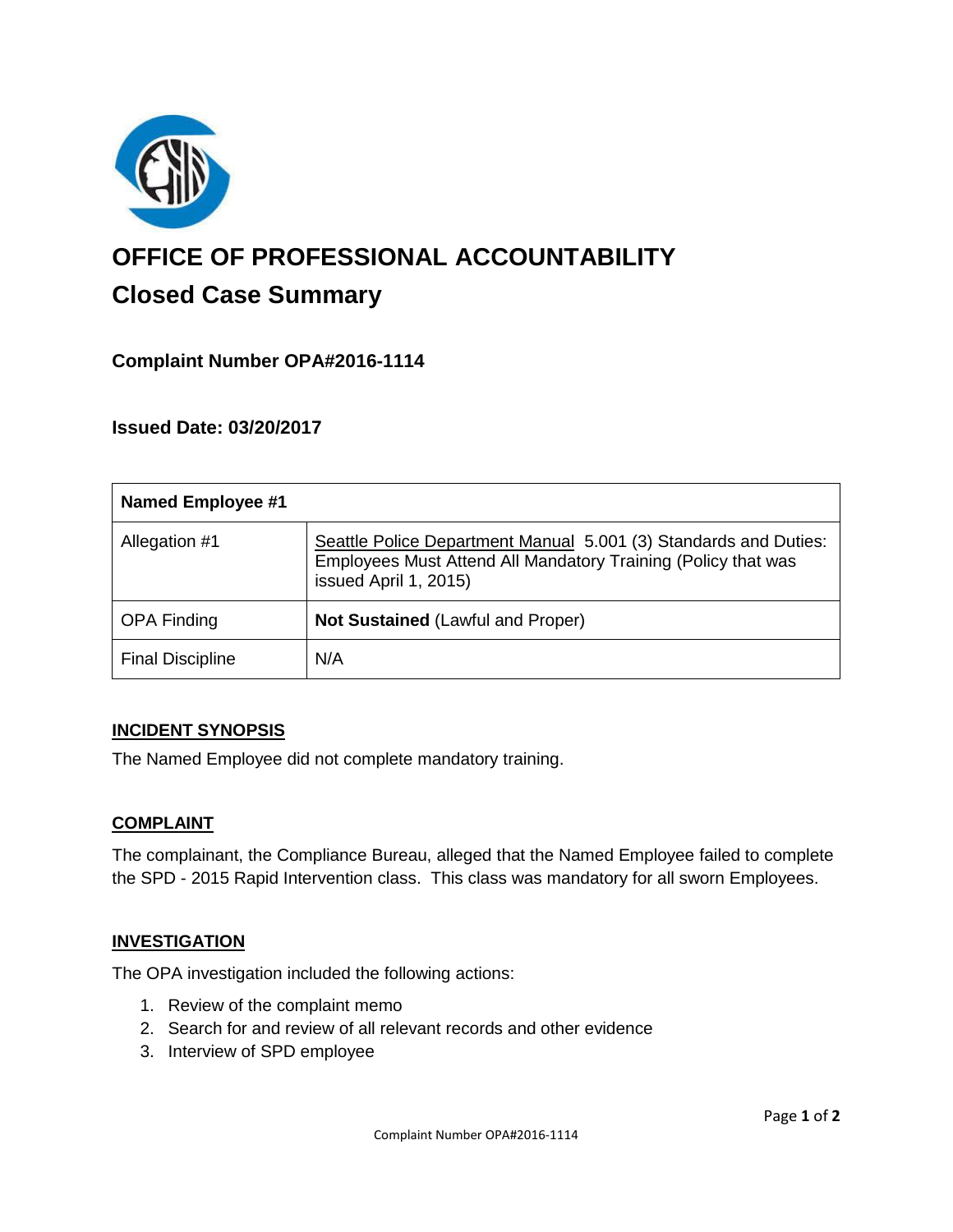# OFFICE OF PROFESSIONAL ACCOUNTABILITY

## Closed Case Summary

### Complaint Number OPA#2016-1114

### Issued Date: 03/20/2017

| Named Employee #1 | |
|---|---|
| Allegation #1 | Seattle Police Department Manual 5.001 (3) Standards and Duties: Employees Must Attend All Mandatory Training (Policy that was issued April 1, 2015) |
| OPA Finding | **Not Sustained** (Lawful and Proper) |
| Final Discipline | N/A |

**INCIDENT SYNOPSIS**

The Named Employee did not complete mandatory training.

**COMPLAINT**

The complainant, the Compliance Bureau, alleged that the Named Employee failed to complete the SPD - 2015 Rapid Intervention class. This class was mandatory for all sworn Employees.

**INVESTIGATION**

The OPA investigation included the following actions:

1. Review of the complaint memo
2. Search for and review of all relevant records and other evidence
3. Interview of SPD employee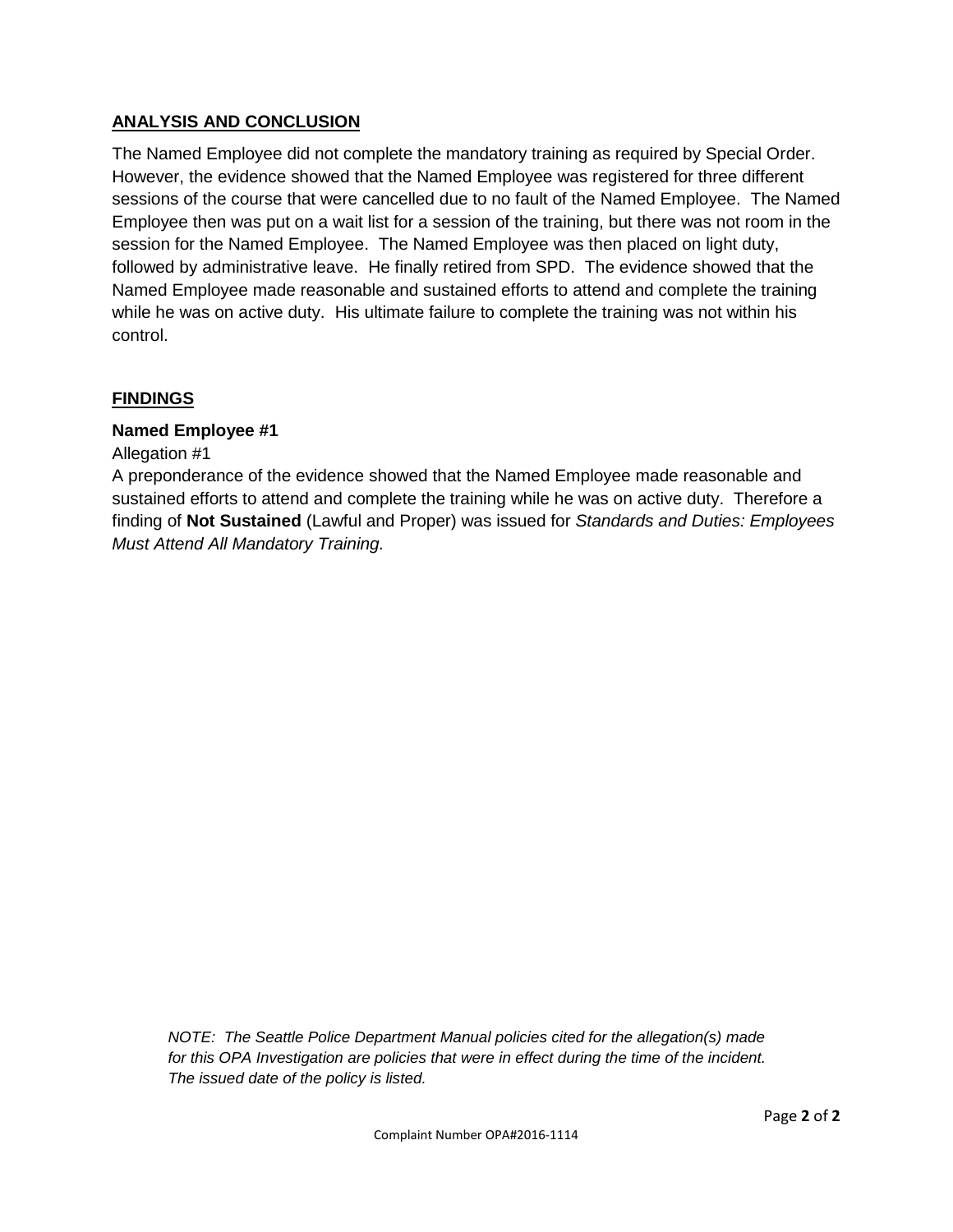## ANALYSIS AND CONCLUSION

The Named Employee did not complete the mandatory training as required by Special Order. However, the evidence showed that the Named Employee was registered for three different sessions of the course that were cancelled due to no fault of the Named Employee. The Named Employee then was put on a wait list for a session of the training, but there was not room in the session for the Named Employee. The Named Employee was then placed on light duty, followed by administrative leave. He finally retired from SPD. The evidence showed that the Named Employee made reasonable and sustained efforts to attend and complete the training while he was on active duty. His ultimate failure to complete the training was not within his control.

## FINDINGS

**Named Employee #1**

Allegation #1

A preponderance of the evidence showed that the Named Employee made reasonable and sustained efforts to attend and complete the training while he was on active duty. Therefore a finding of **Not Sustained** (Lawful and Proper) was issued for *Standards and Duties: Employees Must Attend All Mandatory Training.*

*NOTE: The Seattle Police Department Manual policies cited for the allegation(s) made for this OPA Investigation are policies that were in effect during the time of the incident. The issued date of the policy is listed.*

Complaint Number OPA#2016-1114